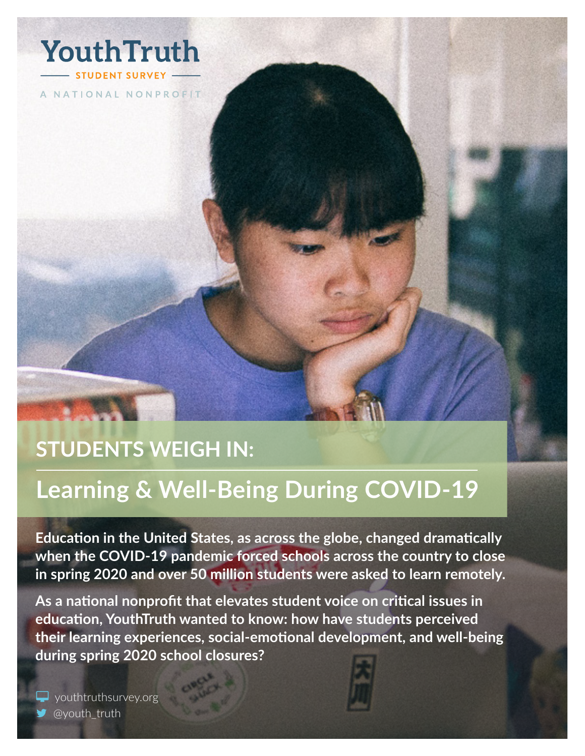YouthTruth

STUDENT SURVEY

A NATIONAL NONPROFIT

# STUDENTS WEIGH IN:

## Learning & Well-Being During COVID-19

**Education in the United States, as across the globe, changed dramatically when the COVID-19 pandemic forced schools across the country to close in spring 2020 and over 50 million students were asked to learn remotely.**

**As a national nonprofit that elevates student voice on critical issues in education, YouthTruth wanted to know: how have students perceived their learning experiences, social-emotional development, and well-being during spring 2020 school closures?**

youthtruthsurvey.org

@youth_truth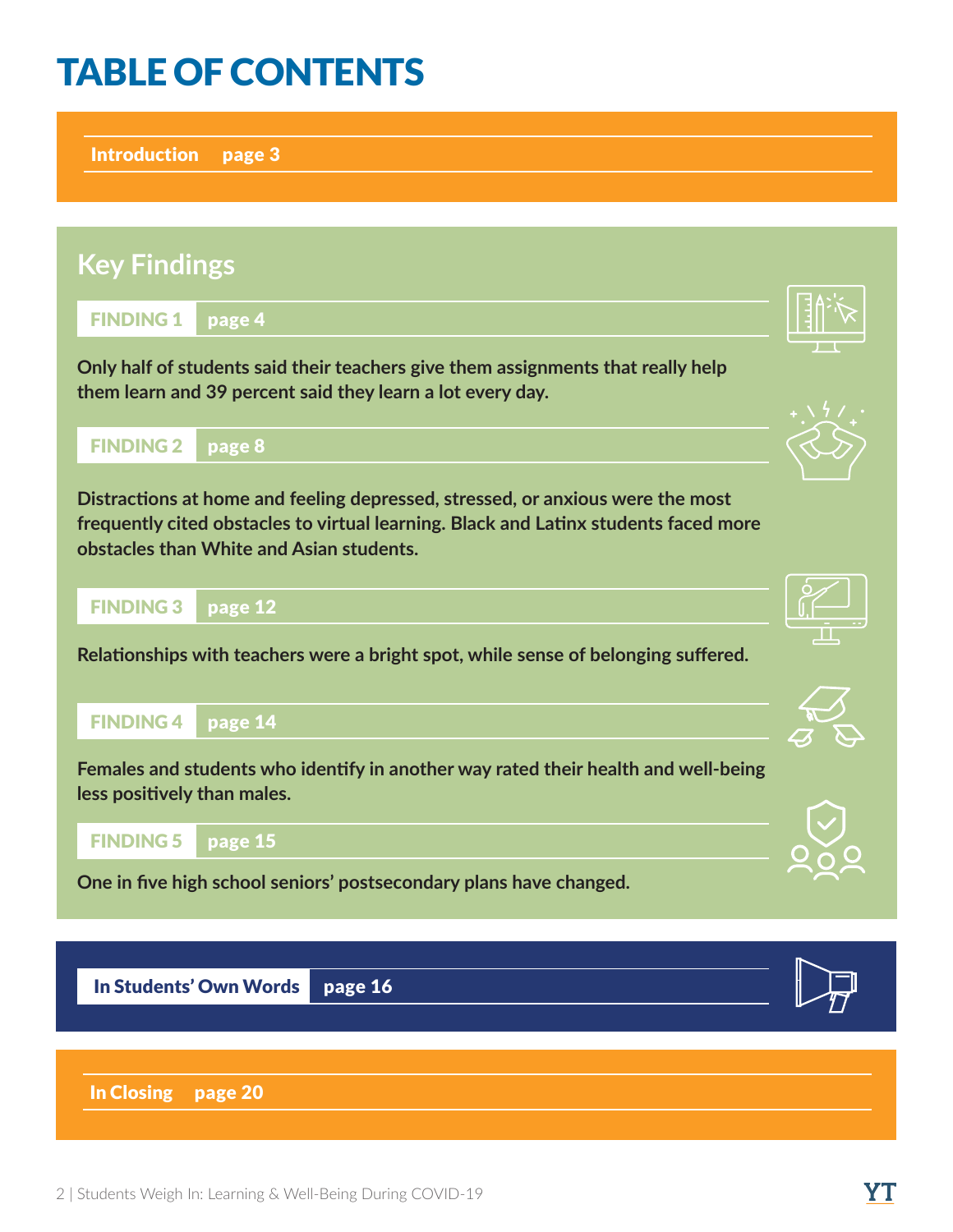# TABLE OF CONTENTS

**Introduction** page 3

## Key Findings

**FINDING 1** page 4

**Only half of students said their teachers give them assignments that really help them learn and 39 percent said they learn a lot every day.**

**FINDING 2** page 8

**Distractions at home and feeling depressed, stressed, or anxious were the most frequently cited obstacles to virtual learning. Black and Latinx students faced more obstacles than White and Asian students.**

**FINDING 3** page 12

**Relationships with teachers were a bright spot, while sense of belonging suffered.**

**FINDING 4** page 14

**Females and students who identify in another way rated their health and well-being less positively than males.**

**FINDING 5** page 15

**One in five high school seniors' postsecondary plans have changed.**

**In Students' Own Words** page 16

**In Closing** page 20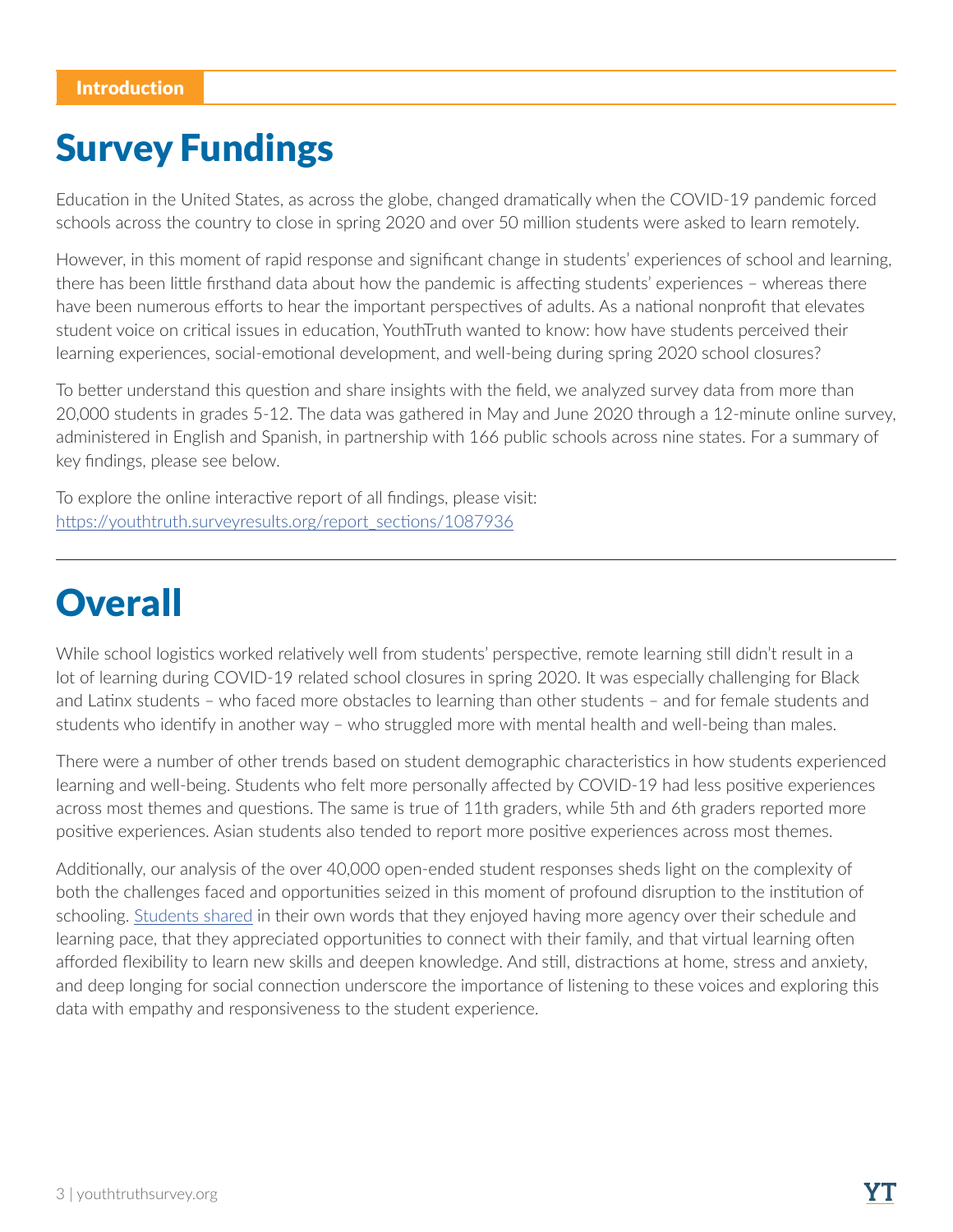Introduction

# Survey Fundings

Education in the United States, as across the globe, changed dramatically when the COVID-19 pandemic forced schools across the country to close in spring 2020 and over 50 million students were asked to learn remotely.

However, in this moment of rapid response and significant change in students' experiences of school and learning, there has been little firsthand data about how the pandemic is affecting students' experiences – whereas there have been numerous efforts to hear the important perspectives of adults. As a national nonprofit that elevates student voice on critical issues in education, YouthTruth wanted to know: how have students perceived their learning experiences, social-emotional development, and well-being during spring 2020 school closures?

To better understand this question and share insights with the field, we analyzed survey data from more than 20,000 students in grades 5-12. The data was gathered in May and June 2020 through a 12-minute online survey, administered in English and Spanish, in partnership with 166 public schools across nine states. For a summary of key findings, please see below.

To explore the online interactive report of all findings, please visit:
https://youthtruth.surveyresults.org/report_sections/1087936

# Overall

While school logistics worked relatively well from students' perspective, remote learning still didn't result in a lot of learning during COVID-19 related school closures in spring 2020. It was especially challenging for Black and Latinx students – who faced more obstacles to learning than other students – and for female students and students who identify in another way – who struggled more with mental health and well-being than males.

There were a number of other trends based on student demographic characteristics in how students experienced learning and well-being. Students who felt more personally affected by COVID-19 had less positive experiences across most themes and questions. The same is true of 11th graders, while 5th and 6th graders reported more positive experiences. Asian students also tended to report more positive experiences across most themes.

Additionally, our analysis of the over 40,000 open-ended student responses sheds light on the complexity of both the challenges faced and opportunities seized in this moment of profound disruption to the institution of schooling. Students shared in their own words that they enjoyed having more agency over their schedule and learning pace, that they appreciated opportunities to connect with their family, and that virtual learning often afforded flexibility to learn new skills and deepen knowledge. And still, distractions at home, stress and anxiety, and deep longing for social connection underscore the importance of listening to these voices and exploring this data with empathy and responsiveness to the student experience.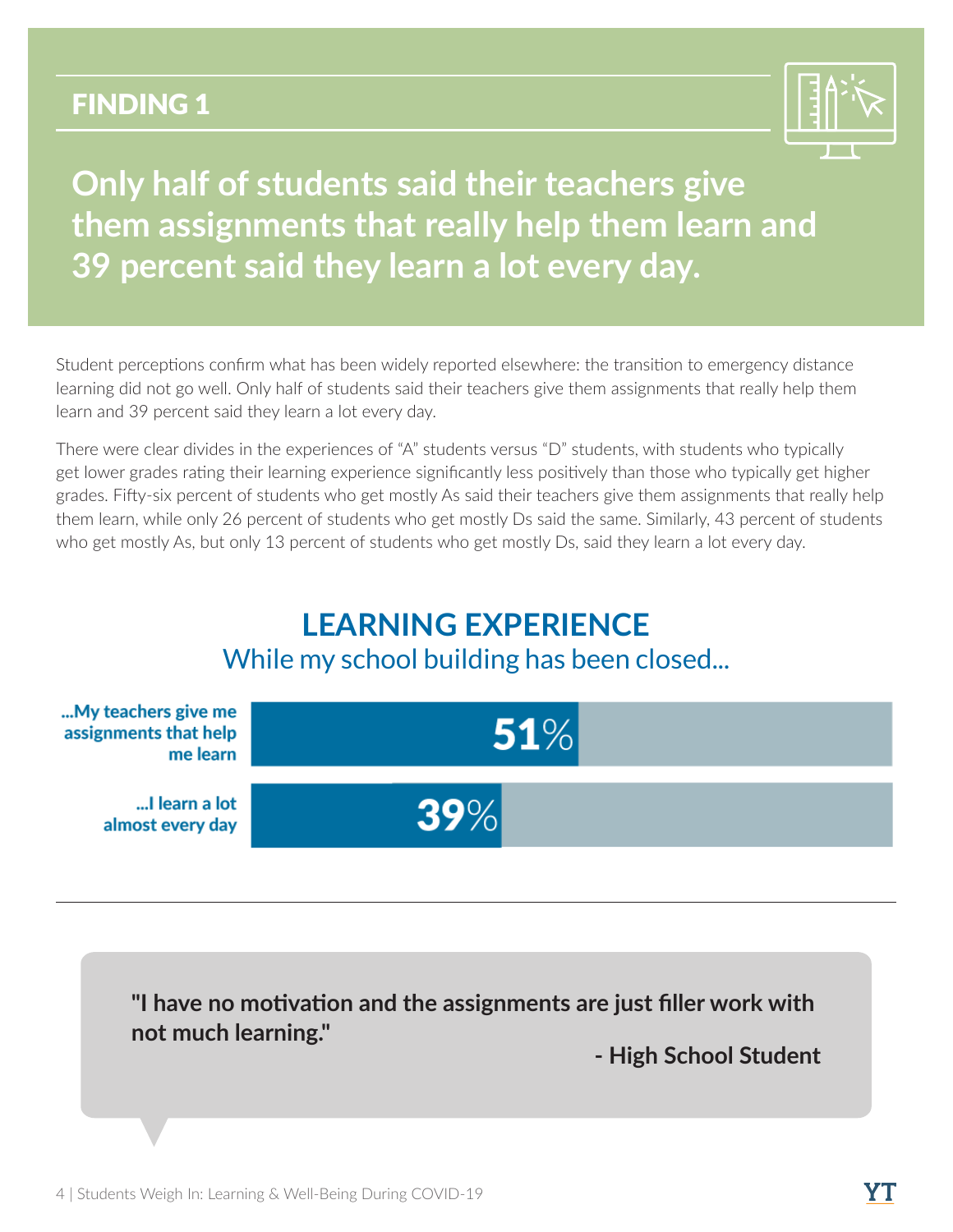## FINDING 1

# Only half of students said their teachers give them assignments that really help them learn and 39 percent said they learn a lot every day.

Student perceptions confirm what has been widely reported elsewhere: the transition to emergency distance learning did not go well. Only half of students said their teachers give them assignments that really help them learn and 39 percent said they learn a lot every day.

There were clear divides in the experiences of "A" students versus "D" students, with students who typically get lower grades rating their learning experience significantly less positively than those who typically get higher grades. Fifty-six percent of students who get mostly As said their teachers give them assignments that really help them learn, while only 26 percent of students who get mostly Ds said the same. Similarly, 43 percent of students who get mostly As, but only 13 percent of students who get mostly Ds, said they learn a lot every day.

### LEARNING EXPERIENCE

While my school building has been closed...

| | |
|---|---|
| ...My teachers give me assignments that help me learn | 51% |
| ...I learn a lot almost every day | 39% |

**"I have no motivation and the assignments are just filler work with not much learning."**

**- High School Student**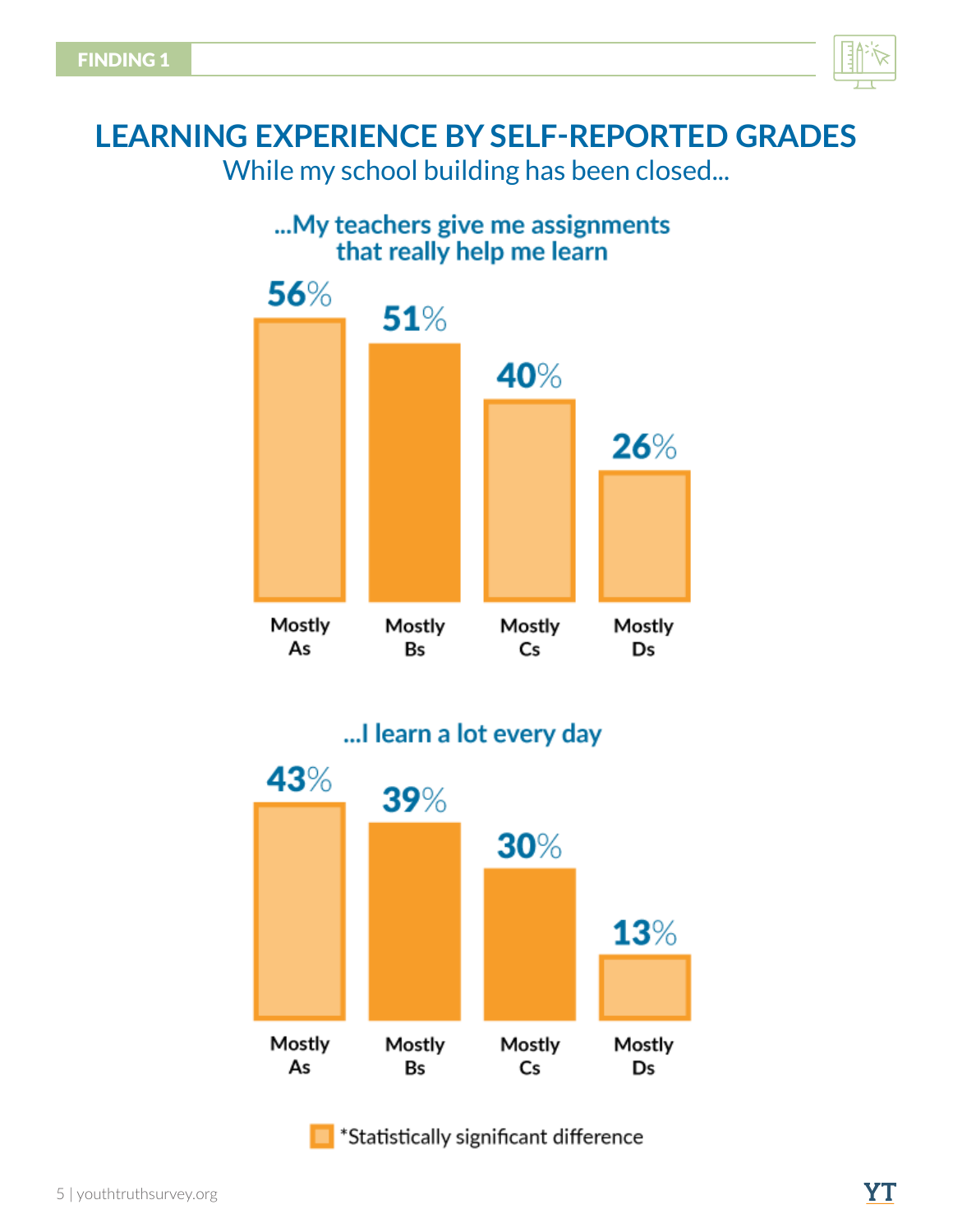FINDING 1

# LEARNING EXPERIENCE BY SELF-REPORTED GRADES

While my school building has been closed...

### ...My teachers give me assignments that really help me learn

| Mostly As | Mostly Bs | Mostly Cs | Mostly Ds |
| --- | --- | --- | --- |
| 56% | 51% | 40% | 26% |

### ...I learn a lot every day

| Mostly As | Mostly Bs | Mostly Cs | Mostly Ds |
| --- | --- | --- | --- |
| 43% | 39% | 30% | 13% |

*Statistically significant difference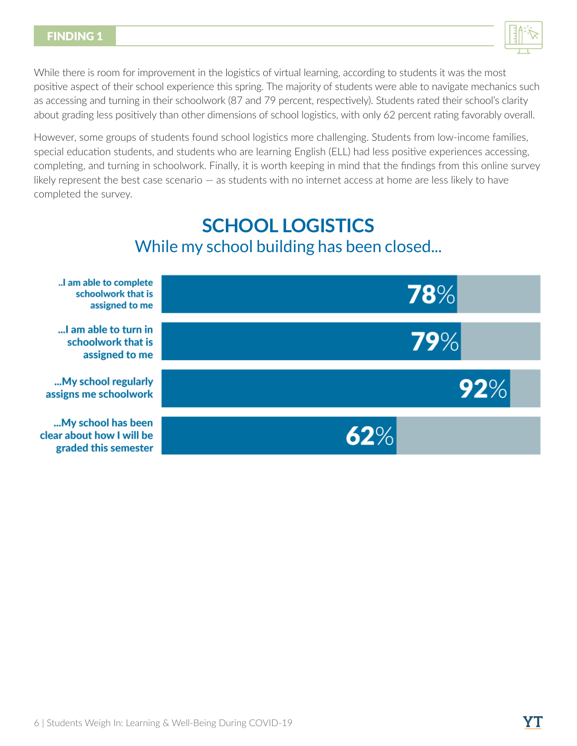## FINDING 1

While there is room for improvement in the logistics of virtual learning, according to students it was the most positive aspect of their school experience this spring. The majority of students were able to navigate mechanics such as accessing and turning in their schoolwork (87 and 79 percent, respectively). Students rated their school's clarity about grading less positively than other dimensions of school logistics, with only 62 percent rating favorably overall.

However, some groups of students found school logistics more challenging. Students from low-income families, special education students, and students who are learning English (ELL) had less positive experiences accessing, completing, and turning in schoolwork. Finally, it is worth keeping in mind that the findings from this online survey likely represent the best case scenario — as students with no internet access at home are less likely to have completed the survey.

### SCHOOL LOGISTICS

While my school building has been closed...

| Statement | Percent |
| --- | --- |
| ..I am able to complete schoolwork that is assigned to me | 78% |
| ...I am able to turn in schoolwork that is assigned to me | 79% |
| ...My school regularly assigns me schoolwork | 92% |
| ...My school has been clear about how I will be graded this semester | 62% |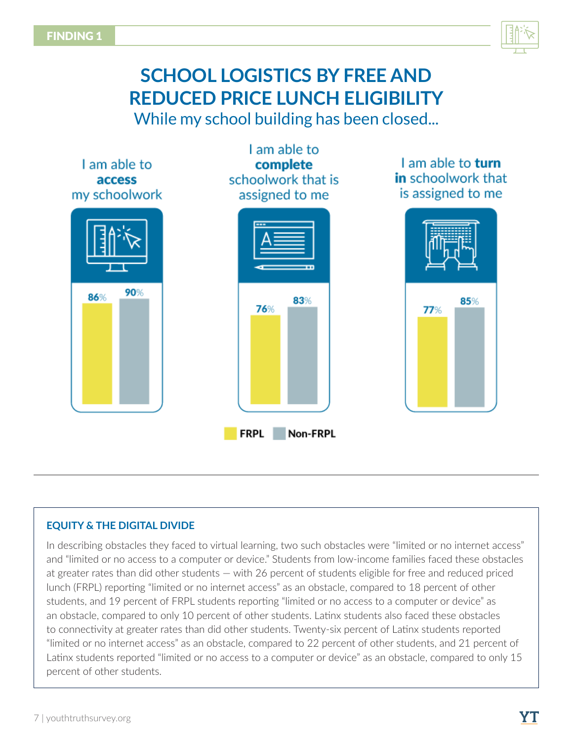FINDING 1

# SCHOOL LOGISTICS BY FREE AND REDUCED PRICE LUNCH ELIGIBILITY

While my school building has been closed...

| | FRPL | Non-FRPL |
|---|---|---|
| I am able to **access** my schoolwork | 86% | 90% |
| I am able to **complete** schoolwork that is assigned to me | 76% | 83% |
| I am able to **turn in** schoolwork that is assigned to me | 77% | 85% |

### EQUITY & THE DIGITAL DIVIDE

In describing obstacles they faced to virtual learning, two such obstacles were "limited or no internet access" and "limited or no access to a computer or device." Students from low-income families faced these obstacles at greater rates than did other students — with 26 percent of students eligible for free and reduced priced lunch (FRPL) reporting "limited or no internet access" as an obstacle, compared to 18 percent of other students, and 19 percent of FRPL students reporting "limited or no access to a computer or device" as an obstacle, compared to only 10 percent of other students. Latinx students also faced these obstacles to connectivity at greater rates than did other students. Twenty-six percent of Latinx students reported "limited or no internet access" as an obstacle, compared to 22 percent of other students, and 21 percent of Latinx students reported "limited or no access to a computer or device" as an obstacle, compared to only 15 percent of other students.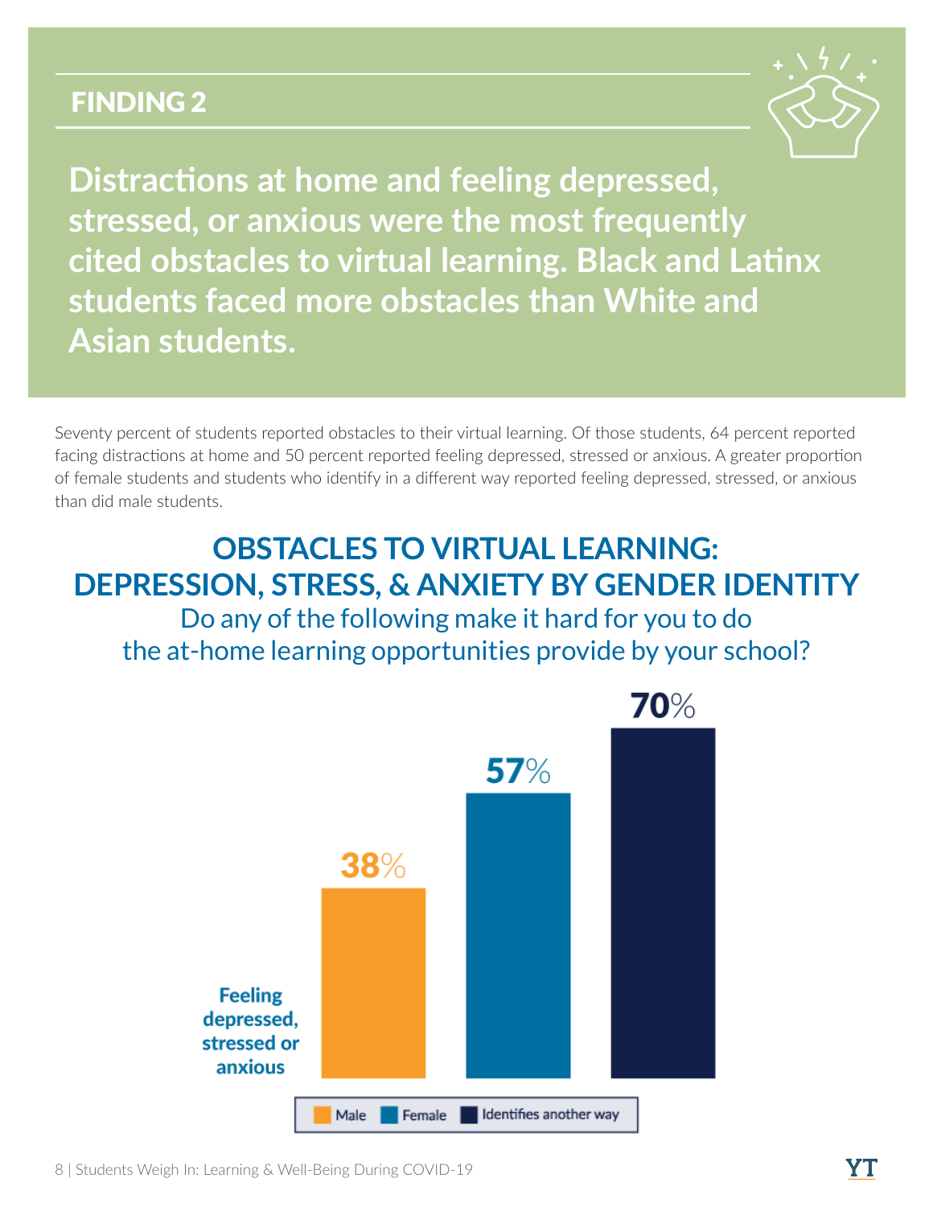## FINDING 2

**Distractions at home and feeling depressed, stressed, or anxious were the most frequently cited obstacles to virtual learning. Black and Latinx students faced more obstacles than White and Asian students.**

Seventy percent of students reported obstacles to their virtual learning. Of those students, 64 percent reported facing distractions at home and 50 percent reported feeling depressed, stressed or anxious. A greater proportion of female students and students who identify in a different way reported feeling depressed, stressed, or anxious than did male students.

### OBSTACLES TO VIRTUAL LEARNING: DEPRESSION, STRESS, & ANXIETY BY GENDER IDENTITY

Do any of the following make it hard for you to do the at-home learning opportunities provide by your school?

| | Male | Female | Identifies another way |
|---|---|---|---|
| Feeling depressed, stressed or anxious | 38% | 57% | 70% |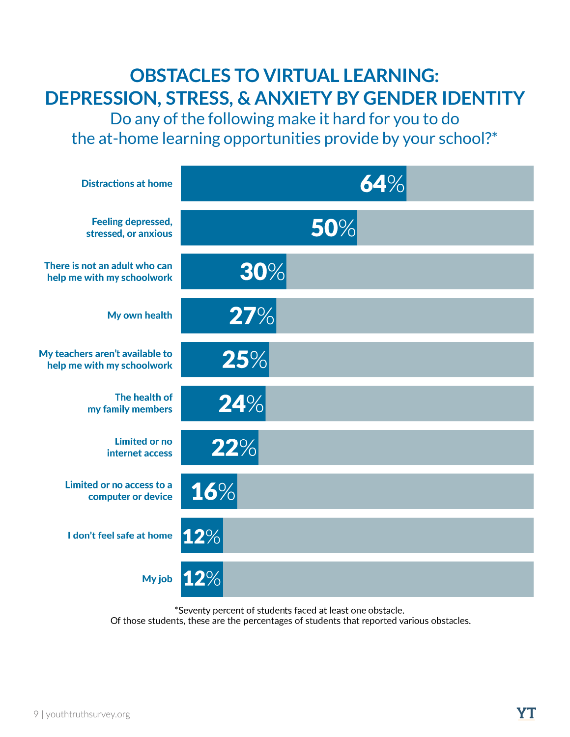# OBSTACLES TO VIRTUAL LEARNING: DEPRESSION, STRESS, & ANXIETY BY GENDER IDENTITY

## Do any of the following make it hard for you to do the at-home learning opportunities provide by your school?*

| Obstacle | Percentage |
|---|---|
| Distractions at home | 64% |
| Feeling depressed, stressed, or anxious | 50% |
| There is not an adult who can help me with my schoolwork | 30% |
| My own health | 27% |
| My teachers aren't available to help me with my schoolwork | 25% |
| The health of my family members | 24% |
| Limited or no internet access | 22% |
| Limited or no access to a computer or device | 16% |
| I don't feel safe at home | 12% |
| My job | 12% |

*Seventy percent of students faced at least one obstacle. Of those students, these are the percentages of students that reported various obstacles.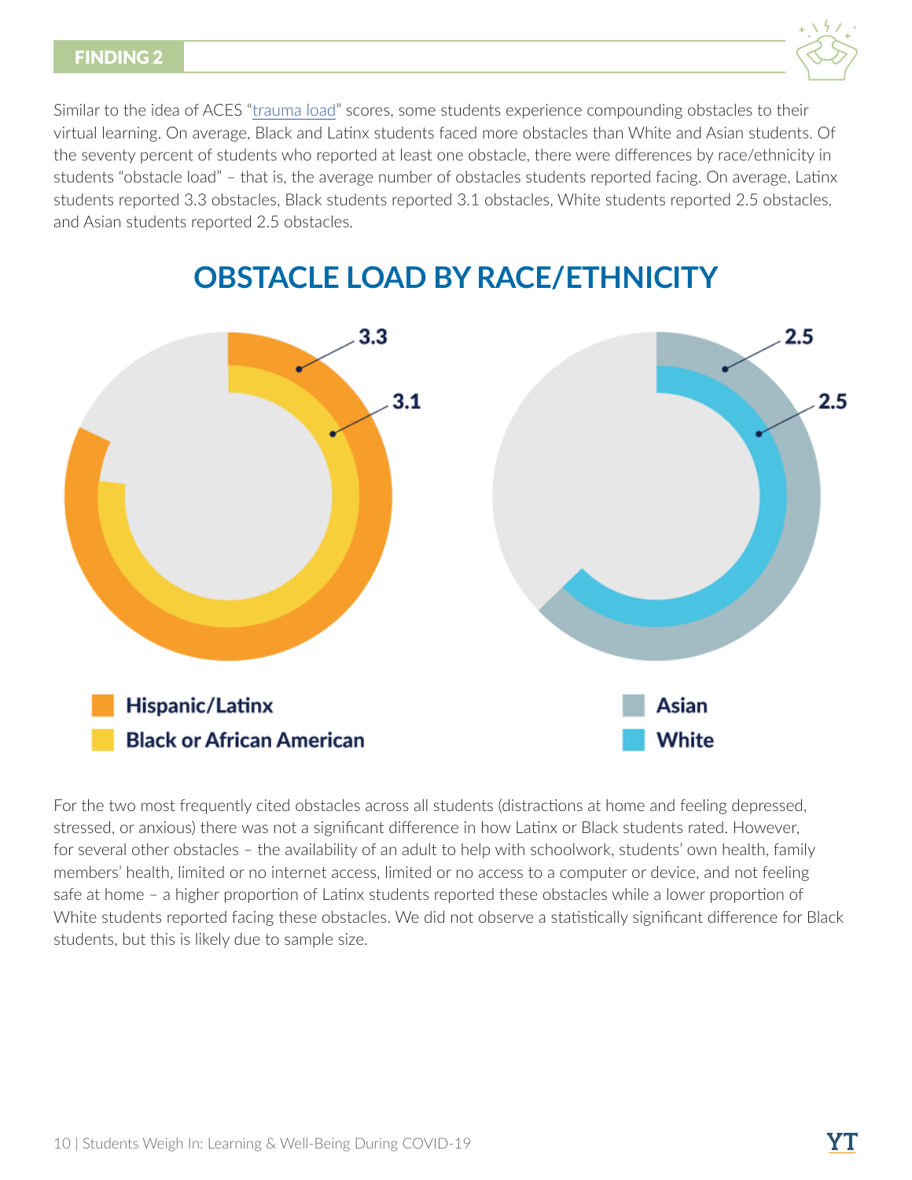## FINDING 2

Similar to the idea of ACES "trauma load" scores, some students experience compounding obstacles to their virtual learning. On average, Black and Latinx students faced more obstacles than White and Asian students. Of the seventy percent of students who reported at least one obstacle, there were differences by race/ethnicity in students "obstacle load" – that is, the average number of obstacles students reported facing. On average, Latinx students reported 3.3 obstacles, Black students reported 3.1 obstacles, White students reported 2.5 obstacles, and Asian students reported 2.5 obstacles.

## OBSTACLE LOAD BY RACE/ETHNICITY

| Race/Ethnicity | Obstacle Load |
| --- | --- |
| Hispanic/Latinx | 3.3 |
| Black or African American | 3.1 |
| Asian | 2.5 |
| White | 2.5 |

For the two most frequently cited obstacles across all students (distractions at home and feeling depressed, stressed, or anxious) there was not a significant difference in how Latinx or Black students rated. However, for several other obstacles – the availability of an adult to help with schoolwork, students' own health, family members' health, limited or no internet access, limited or no access to a computer or device, and not feeling safe at home – a higher proportion of Latinx students reported these obstacles while a lower proportion of White students reported facing these obstacles. We did not observe a statistically significant difference for Black students, but this is likely due to sample size.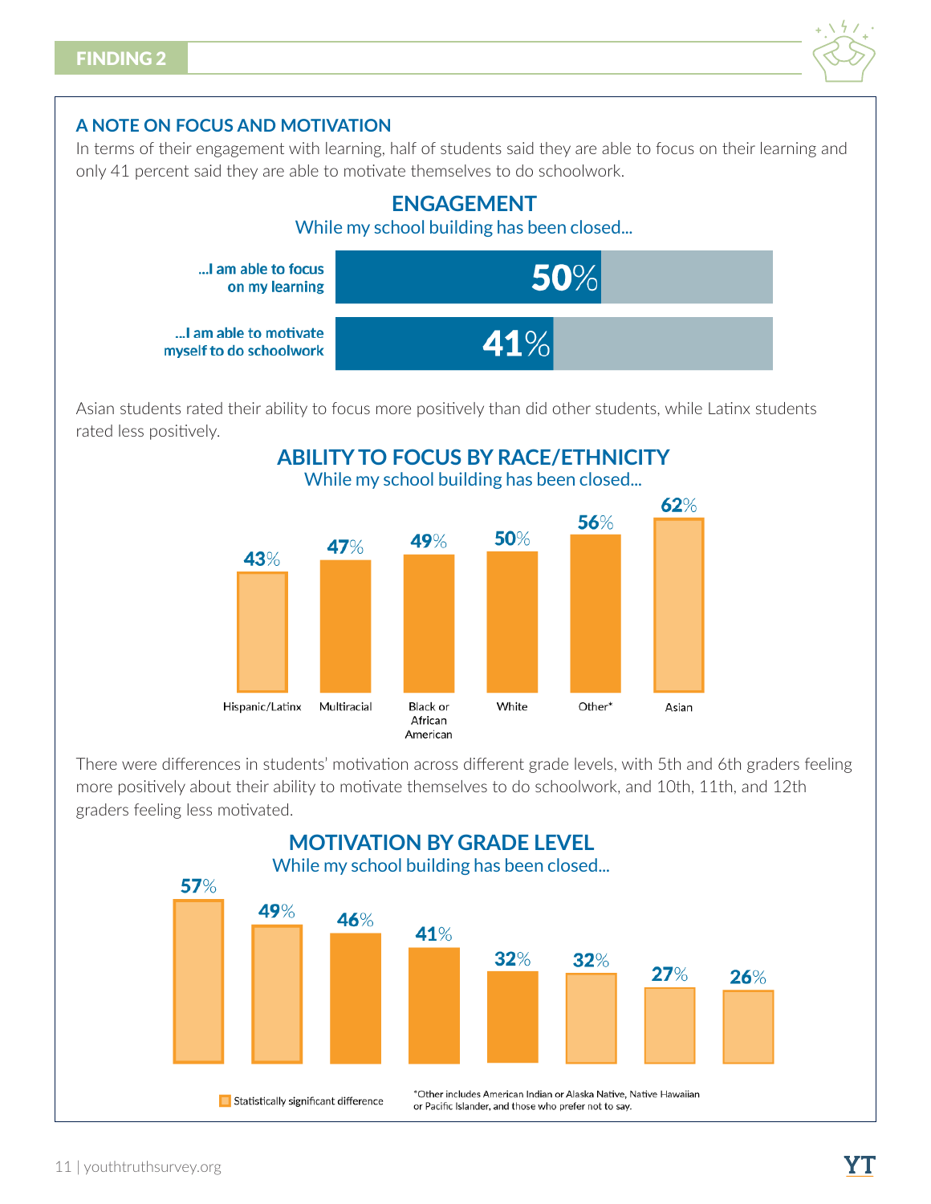## FINDING 2

### A NOTE ON FOCUS AND MOTIVATION

In terms of their engagement with learning, half of students said they are able to focus on their learning and only 41 percent said they are able to motivate themselves to do schoolwork.

**ENGAGEMENT**

While my school building has been closed...

| | |
|---|---|
| ...I am able to focus on my learning | 50% |
| ...I am able to motivate myself to do schoolwork | 41% |

Asian students rated their ability to focus more positively than did other students, while Latinx students rated less positively.

**ABILITY TO FOCUS BY RACE/ETHNICITY**

While my school building has been closed...

| Hispanic/Latinx | Multiracial | Black or African American | White | Other* | Asian |
|---|---|---|---|---|---|
| 43% | 47% | 49% | 50% | 56% | 62% |

There were differences in students' motivation across different grade levels, with 5th and 6th graders feeling more positively about their ability to motivate themselves to do schoolwork, and 10th, 11th, and 12th graders feeling less motivated.

**MOTIVATION BY GRADE LEVEL**

While my school building has been closed...

| 57% | 49% | 46% | 41% | 32% | 32% | 27% | 26% |
|---|---|---|---|---|---|---|---|

Statistically significant difference

*Other includes American Indian or Alaska Native, Native Hawaiian or Pacific Islander, and those who prefer not to say.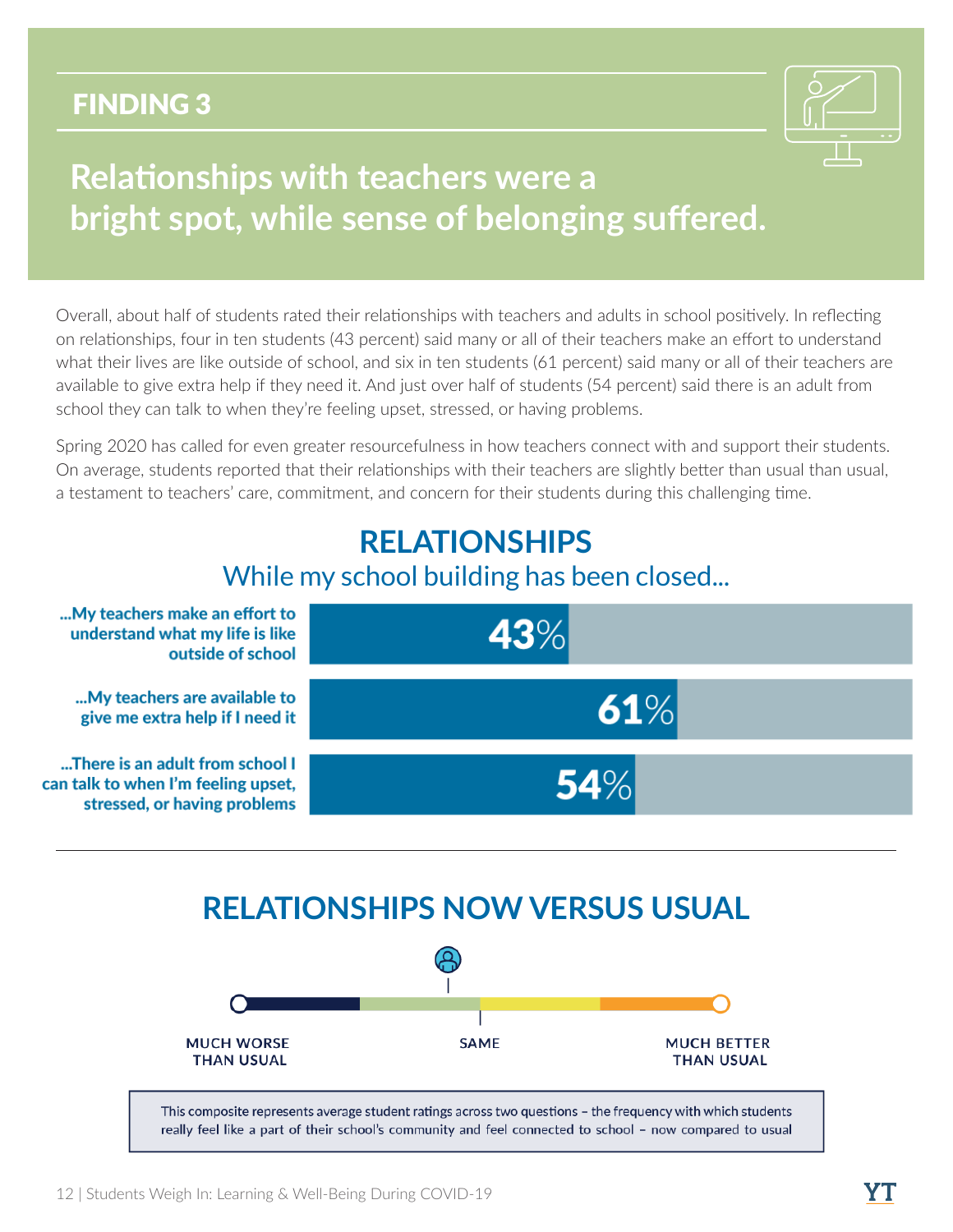## FINDING 3

# Relationships with teachers were a bright spot, while sense of belonging suffered.

Overall, about half of students rated their relationships with teachers and adults in school positively. In reflecting on relationships, four in ten students (43 percent) said many or all of their teachers make an effort to understand what their lives are like outside of school, and six in ten students (61 percent) said many or all of their teachers are available to give extra help if they need it. And just over half of students (54 percent) said there is an adult from school they can talk to when they're feeling upset, stressed, or having problems.

Spring 2020 has called for even greater resourcefulness in how teachers connect with and support their students. On average, students reported that their relationships with their teachers are slightly better than usual than usual, a testament to teachers' care, commitment, and concern for their students during this challenging time.

## RELATIONSHIPS

While my school building has been closed...

| Statement | Percent |
| --- | --- |
| ...My teachers make an effort to understand what my life is like outside of school | 43% |
| ...My teachers are available to give extra help if I need it | 61% |
| ...There is an adult from school I can talk to when I'm feeling upset, stressed, or having problems | 54% |

## RELATIONSHIPS NOW VERSUS USUAL

MUCH WORSE THAN USUAL — SAME — MUCH BETTER THAN USUAL

This composite represents average student ratings across two questions – the frequency with which students really feel like a part of their school's community and feel connected to school – now compared to usual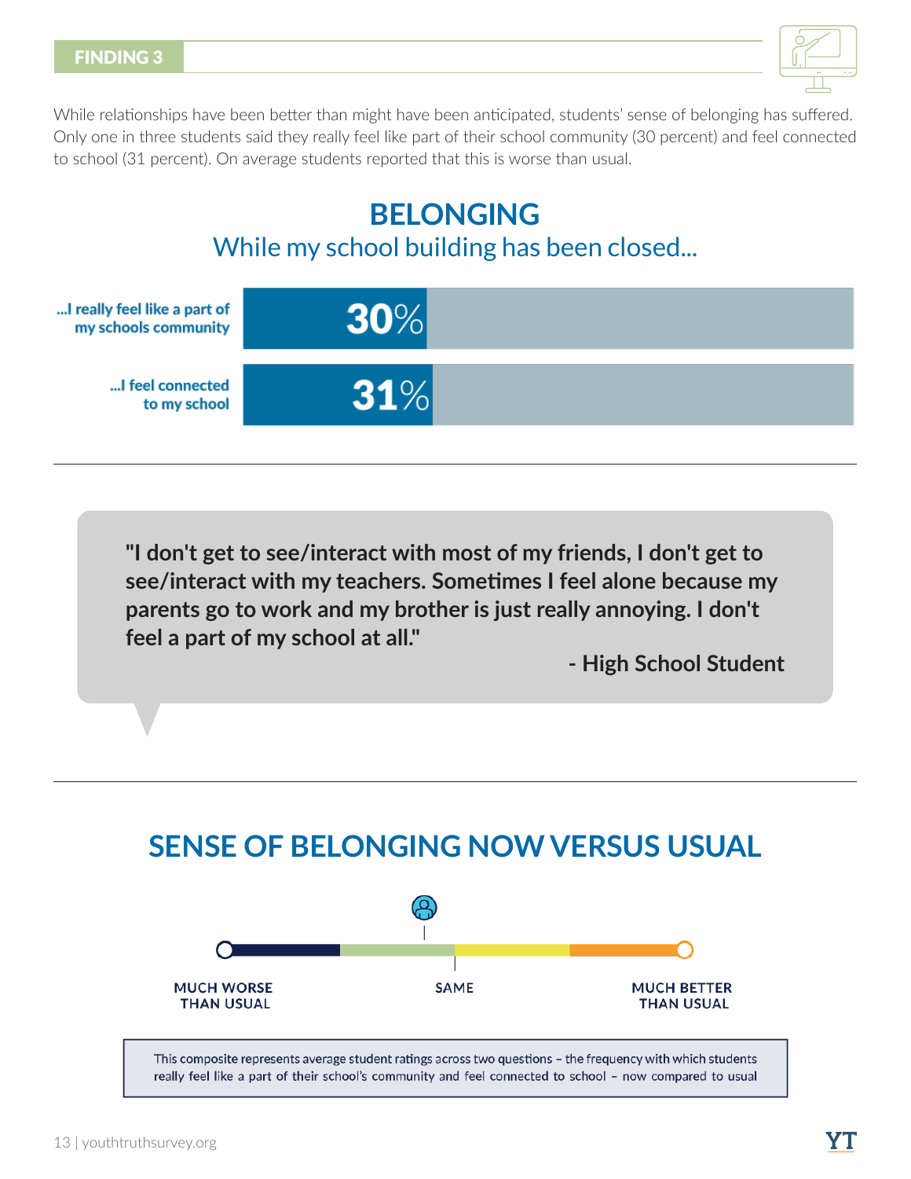**FINDING 3**

While relationships have been better than might have been anticipated, students' sense of belonging has suffered. Only one in three students said they really feel like part of their school community (30 percent) and feel connected to school (31 percent). On average students reported that this is worse than usual.

## BELONGING

### While my school building has been closed...

| | |
|---|---|
| ...I really feel like a part of my schools community | 30% |
| ...I feel connected to my school | 31% |

> **"I don't get to see/interact with most of my friends, I don't get to see/interact with my teachers. Sometimes I feel alone because my parents go to work and my brother is just really annoying. I don't feel a part of my school at all."**
>
> **- High School Student**

## SENSE OF BELONGING NOW VERSUS USUAL

MUCH WORSE THAN USUAL — SAME — MUCH BETTER THAN USUAL

This composite represents average student ratings across two questions – the frequency with which students really feel like a part of their school's community and feel connected to school – now compared to usual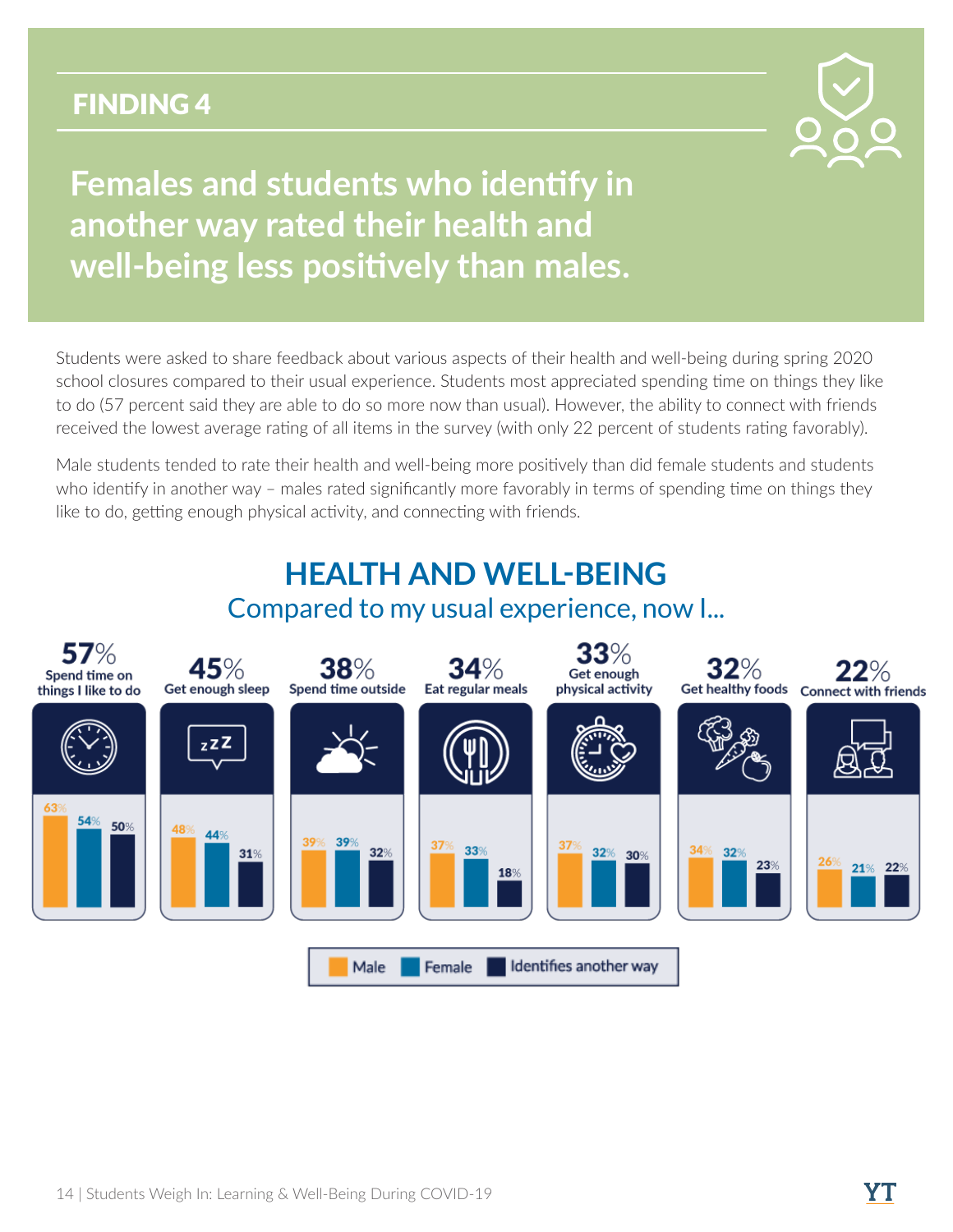## FINDING 4

# Females and students who identify in another way rated their health and well-being less positively than males.

Students were asked to share feedback about various aspects of their health and well-being during spring 2020 school closures compared to their usual experience. Students most appreciated spending time on things they like to do (57 percent said they are able to do so more now than usual). However, the ability to connect with friends received the lowest average rating of all items in the survey (with only 22 percent of students rating favorably).

Male students tended to rate their health and well-being more positively than did female students and students who identify in another way – males rated significantly more favorably in terms of spending time on things they like to do, getting enough physical activity, and connecting with friends.

## HEALTH AND WELL-BEING

### Compared to my usual experience, now I...

| Item | Overall | Male | Female | Identifies another way |
|---|---|---|---|---|
| Spend time on things I like to do | 57% | 63% | 54% | 50% |
| Get enough sleep | 45% | 48% | 44% | 31% |
| Spend time outside | 38% | 39% | 39% | 32% |
| Eat regular meals | 34% | 37% | 33% | 18% |
| Get enough physical activity | 33% | 37% | 32% | 30% |
| Get healthy foods | 32% | 34% | 32% | 23% |
| Connect with friends | 22% | 26% | 21% | 22% |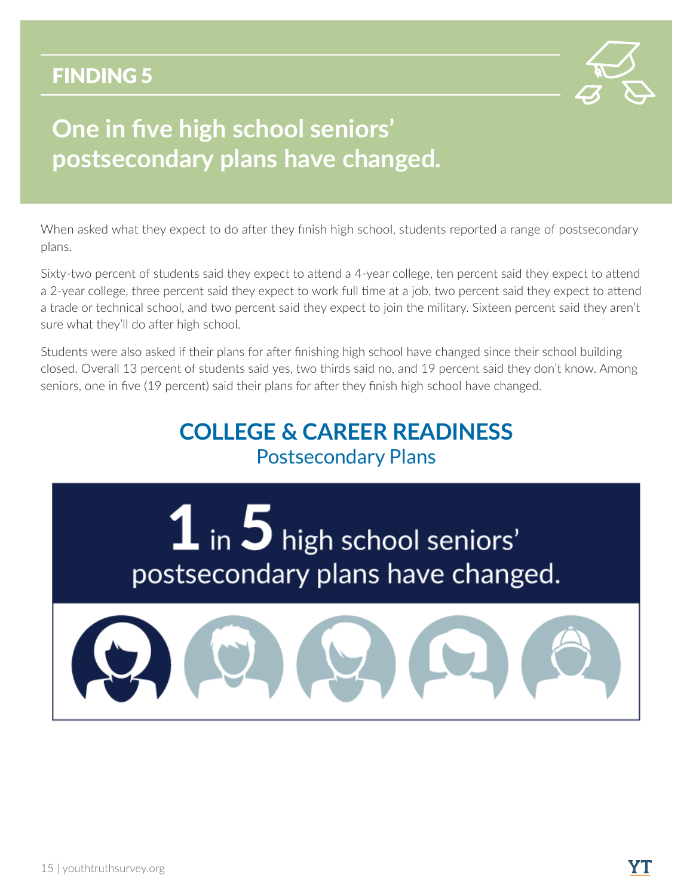## FINDING 5

# One in five high school seniors' postsecondary plans have changed.

When asked what they expect to do after they finish high school, students reported a range of postsecondary plans.

Sixty-two percent of students said they expect to attend a 4-year college, ten percent said they expect to attend a 2-year college, three percent said they expect to work full time at a job, two percent said they expect to attend a trade or technical school, and two percent said they expect to join the military. Sixteen percent said they aren't sure what they'll do after high school.

Students were also asked if their plans for after finishing high school have changed since their school building closed. Overall 13 percent of students said yes, two thirds said no, and 19 percent said they don't know. Among seniors, one in five (19 percent) said their plans for after they finish high school have changed.

## COLLEGE & CAREER READINESS

### Postsecondary Plans

**1 in 5 high school seniors' postsecondary plans have changed.**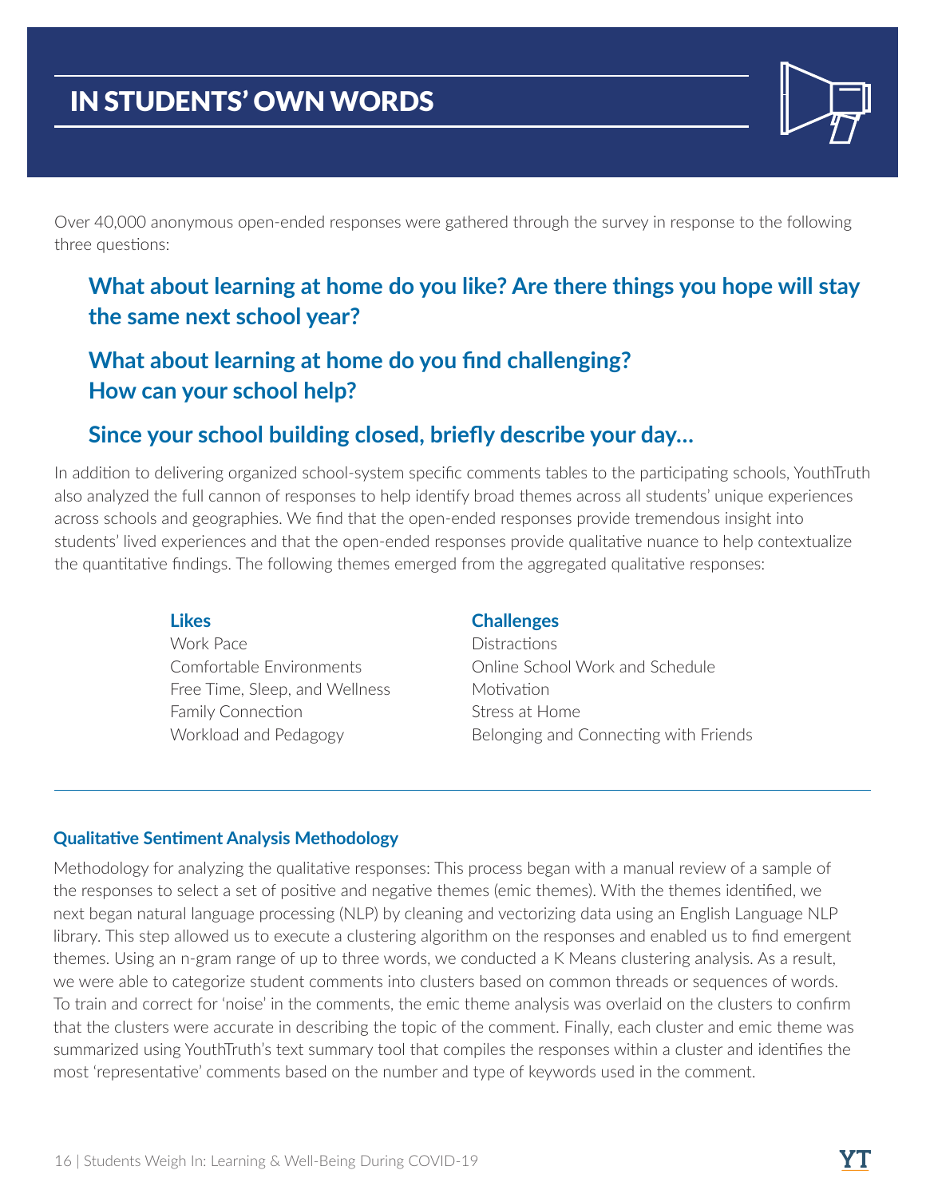# IN STUDENTS' OWN WORDS

Over 40,000 anonymous open-ended responses were gathered through the survey in response to the following three questions:

**What about learning at home do you like? Are there things you hope will stay the same next school year?**

**What about learning at home do you find challenging? How can your school help?**

**Since your school building closed, briefly describe your day…**

In addition to delivering organized school-system specific comments tables to the participating schools, YouthTruth also analyzed the full cannon of responses to help identify broad themes across all students' unique experiences across schools and geographies. We find that the open-ended responses provide tremendous insight into students' lived experiences and that the open-ended responses provide qualitative nuance to help contextualize the quantitative findings. The following themes emerged from the aggregated qualitative responses:

**Likes**

- Work Pace
- Comfortable Environments
- Free Time, Sleep, and Wellness
- Family Connection
- Workload and Pedagogy

**Challenges**

- Distractions
- Online School Work and Schedule
- Motivation
- Stress at Home
- Belonging and Connecting with Friends

---

### Qualitative Sentiment Analysis Methodology

Methodology for analyzing the qualitative responses: This process began with a manual review of a sample of the responses to select a set of positive and negative themes (emic themes). With the themes identified, we next began natural language processing (NLP) by cleaning and vectorizing data using an English Language NLP library. This step allowed us to execute a clustering algorithm on the responses and enabled us to find emergent themes. Using an n-gram range of up to three words, we conducted a K Means clustering analysis. As a result, we were able to categorize student comments into clusters based on common threads or sequences of words. To train and correct for 'noise' in the comments, the emic theme analysis was overlaid on the clusters to confirm that the clusters were accurate in describing the topic of the comment. Finally, each cluster and emic theme was summarized using YouthTruth's text summary tool that compiles the responses within a cluster and identifies the most 'representative' comments based on the number and type of keywords used in the comment.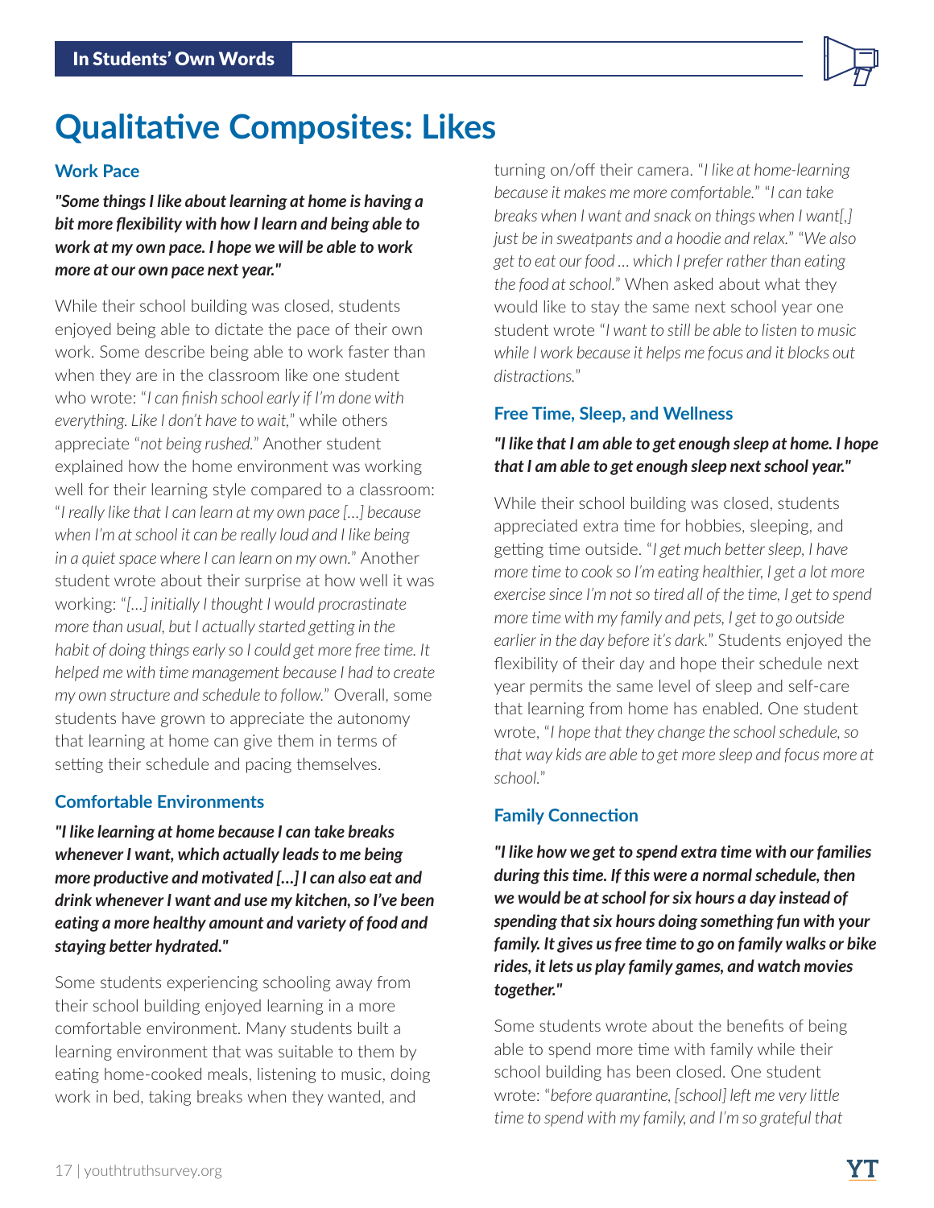## Qualitative Composites: Likes

### Work Pace

***"Some things I like about learning at home is having a bit more flexibility with how I learn and being able to work at my own pace. I hope we will be able to work more at our own pace next year."***

While their school building was closed, students enjoyed being able to dictate the pace of their own work. Some describe being able to work faster than when they are in the classroom like one student who wrote: "*I can finish school early if I'm done with everything. Like I don't have to wait,*" while others appreciate "*not being rushed.*" Another student explained how the home environment was working well for their learning style compared to a classroom: "*I really like that I can learn at my own pace [...] because when I'm at school it can be really loud and I like being in a quiet space where I can learn on my own.*" Another student wrote about their surprise at how well it was working: "*[...] initially I thought I would procrastinate more than usual, but I actually started getting in the habit of doing things early so I could get more free time. It helped me with time management because I had to create my own structure and schedule to follow.*" Overall, some students have grown to appreciate the autonomy that learning at home can give them in terms of setting their schedule and pacing themselves.

### Comfortable Environments

***"I like learning at home because I can take breaks whenever I want, which actually leads to me being more productive and motivated [...] I can also eat and drink whenever I want and use my kitchen, so I've been eating a more healthy amount and variety of food and staying better hydrated."***

Some students experiencing schooling away from their school building enjoyed learning in a more comfortable environment. Many students built a learning environment that was suitable to them by eating home-cooked meals, listening to music, doing work in bed, taking breaks when they wanted, and turning on/off their camera. "*I like at home-learning because it makes me more comfortable.*" "*I can take breaks when I want and snack on things when I want[,] just be in sweatpants and a hoodie and relax.*" "*We also get to eat our food ... which I prefer rather than eating the food at school.*" When asked about what they would like to stay the same next school year one student wrote "*I want to still be able to listen to music while I work because it helps me focus and it blocks out distractions.*"

### Free Time, Sleep, and Wellness

***"I like that I am able to get enough sleep at home. I hope that I am able to get enough sleep next school year."***

While their school building was closed, students appreciated extra time for hobbies, sleeping, and getting time outside. "*I get much better sleep, I have more time to cook so I'm eating healthier, I get a lot more exercise since I'm not so tired all of the time, I get to spend more time with my family and pets, I get to go outside earlier in the day before it's dark.*" Students enjoyed the flexibility of their day and hope their schedule next year permits the same level of sleep and self-care that learning from home has enabled. One student wrote, "*I hope that they change the school schedule, so that way kids are able to get more sleep and focus more at school.*"

### Family Connection

***"I like how we get to spend extra time with our families during this time. If this were a normal schedule, then we would be at school for six hours a day instead of spending that six hours doing something fun with your family. It gives us free time to go on family walks or bike rides, it lets us play family games, and watch movies together."***

Some students wrote about the benefits of being able to spend more time with family while their school building has been closed. One student wrote: "*before quarantine, [school] left me very little time to spend with my family, and I'm so grateful that*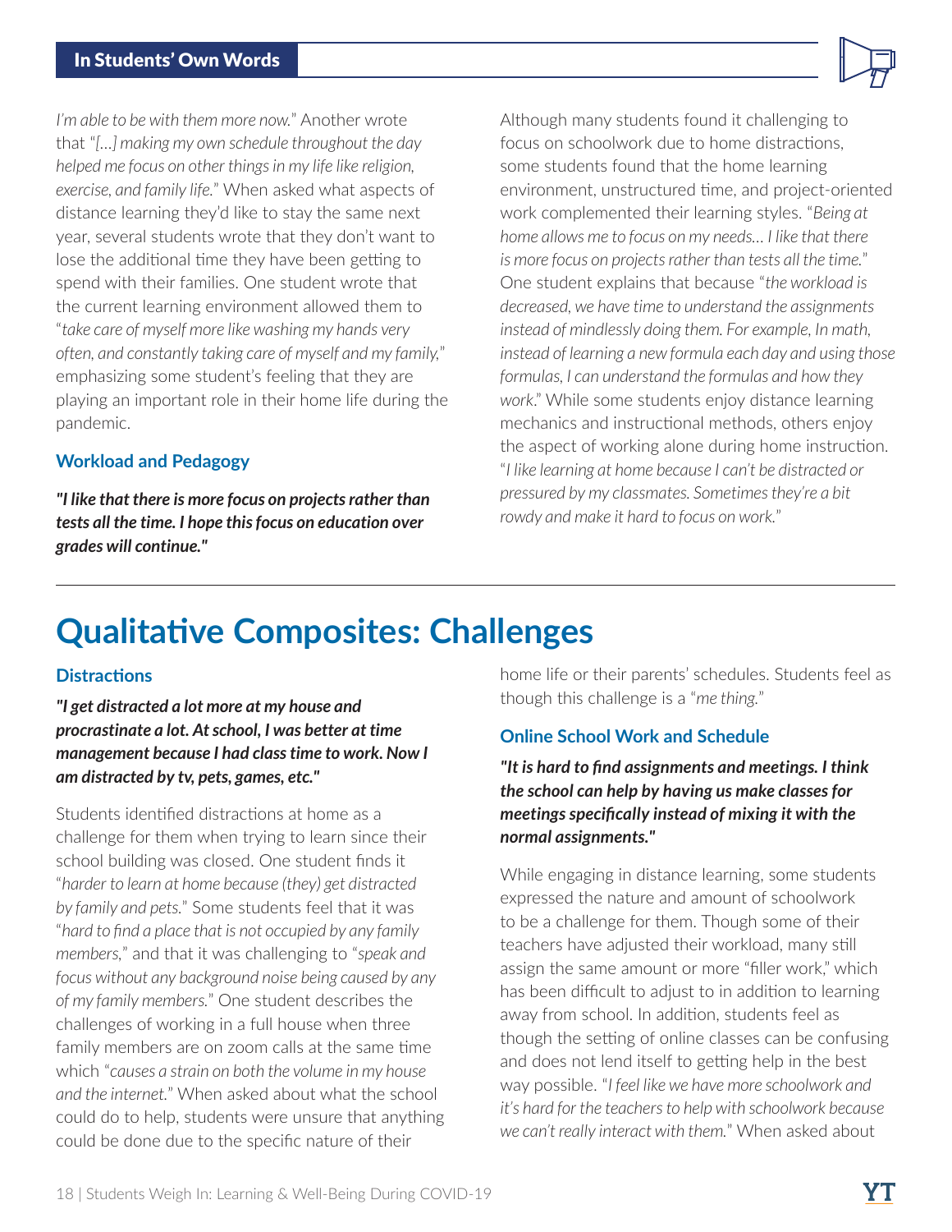## In Students' Own Words

*I'm able to be with them more now.*" Another wrote that "*[…] making my own schedule throughout the day helped me focus on other things in my life like religion, exercise, and family life.*" When asked what aspects of distance learning they'd like to stay the same next year, several students wrote that they don't want to lose the additional time they have been getting to spend with their families. One student wrote that the current learning environment allowed them to "*take care of myself more like washing my hands very often, and constantly taking care of myself and my family,*" emphasizing some student's feeling that they are playing an important role in their home life during the pandemic.

### Workload and Pedagogy

***"I like that there is more focus on projects rather than tests all the time. I hope this focus on education over grades will continue."***

Although many students found it challenging to focus on schoolwork due to home distractions, some students found that the home learning environment, unstructured time, and project-oriented work complemented their learning styles. "*Being at home allows me to focus on my needs… I like that there is more focus on projects rather than tests all the time.*" One student explains that because "*the workload is decreased, we have time to understand the assignments instead of mindlessly doing them. For example, In math, instead of learning a new formula each day and using those formulas, I can understand the formulas and how they work.*" While some students enjoy distance learning mechanics and instructional methods, others enjoy the aspect of working alone during home instruction. "*I like learning at home because I can't be distracted or pressured by my classmates. Sometimes they're a bit rowdy and make it hard to focus on work.*"

# Qualitative Composites: Challenges

### Distractions

***"I get distracted a lot more at my house and procrastinate a lot. At school, I was better at time management because I had class time to work. Now I am distracted by tv, pets, games, etc."***

Students identified distractions at home as a challenge for them when trying to learn since their school building was closed. One student finds it "*harder to learn at home because (they) get distracted by family and pets.*" Some students feel that it was "*hard to find a place that is not occupied by any family members,*" and that it was challenging to "*speak and focus without any background noise being caused by any of my family members.*" One student describes the challenges of working in a full house when three family members are on zoom calls at the same time which "*causes a strain on both the volume in my house and the internet.*" When asked about what the school could do to help, students were unsure that anything could be done due to the specific nature of their home life or their parents' schedules. Students feel as though this challenge is a "*me thing.*"

### Online School Work and Schedule

***"It is hard to find assignments and meetings. I think the school can help by having us make classes for meetings specifically instead of mixing it with the normal assignments."***

While engaging in distance learning, some students expressed the nature and amount of schoolwork to be a challenge for them. Though some of their teachers have adjusted their workload, many still assign the same amount or more "filler work," which has been difficult to adjust to in addition to learning away from school. In addition, students feel as though the setting of online classes can be confusing and does not lend itself to getting help in the best way possible. "*I feel like we have more schoolwork and it's hard for the teachers to help with schoolwork because we can't really interact with them.*" When asked about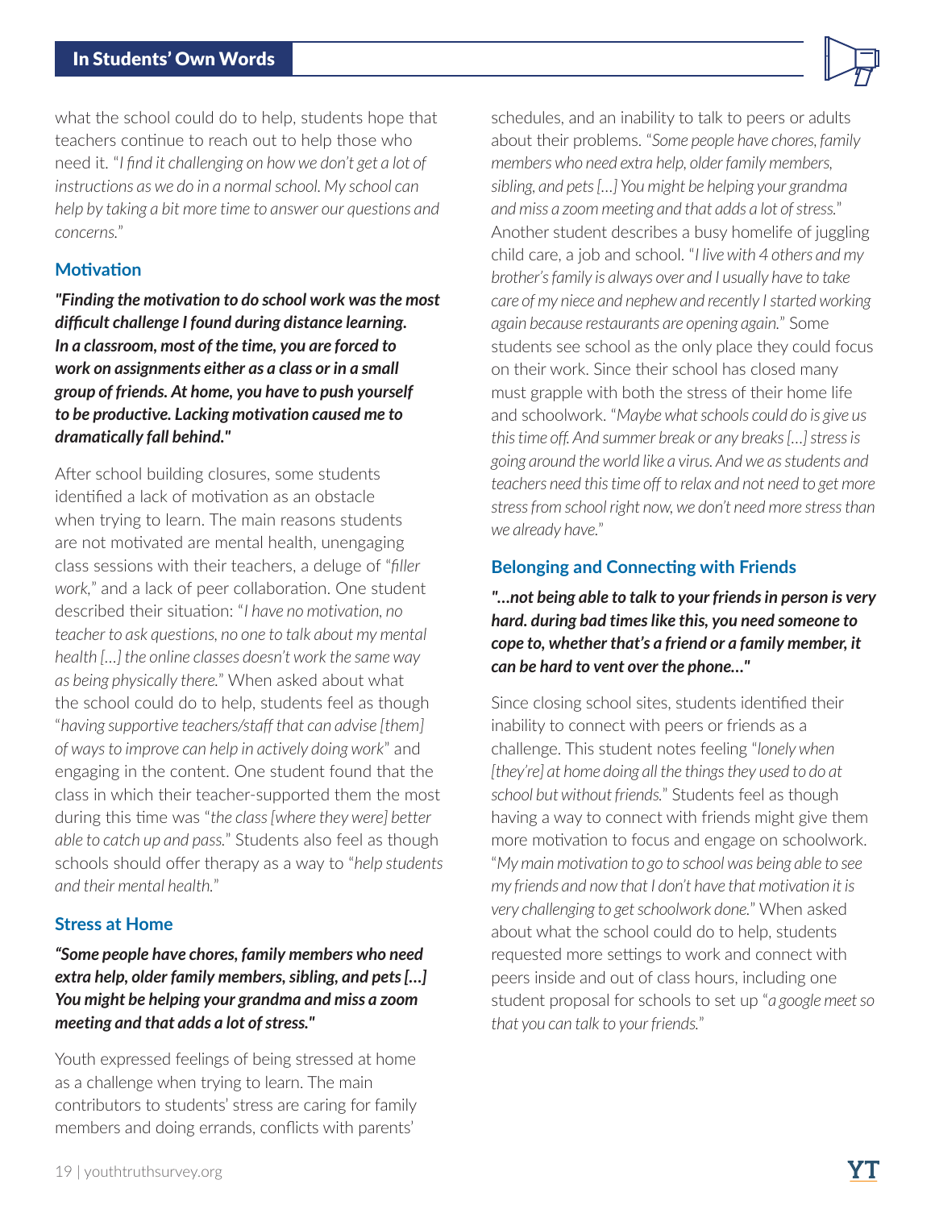what the school could do to help, students hope that teachers continue to reach out to help those who need it. "*I find it challenging on how we don't get a lot of instructions as we do in a normal school. My school can help by taking a bit more time to answer our questions and concerns.*"

### Motivation

***"Finding the motivation to do school work was the most difficult challenge I found during distance learning. In a classroom, most of the time, you are forced to work on assignments either as a class or in a small group of friends. At home, you have to push yourself to be productive. Lacking motivation caused me to dramatically fall behind."***

After school building closures, some students identified a lack of motivation as an obstacle when trying to learn. The main reasons students are not motivated are mental health, unengaging class sessions with their teachers, a deluge of "*filler work,*" and a lack of peer collaboration. One student described their situation: "*I have no motivation, no teacher to ask questions, no one to talk about my mental health […] the online classes doesn't work the same way as being physically there.*" When asked about what the school could do to help, students feel as though "*having supportive teachers/staff that can advise [them] of ways to improve can help in actively doing work*" and engaging in the content. One student found that the class in which their teacher-supported them the most during this time was "*the class [where they were] better able to catch up and pass.*" Students also feel as though schools should offer therapy as a way to "*help students and their mental health.*"

### Stress at Home

***"Some people have chores, family members who need extra help, older family members, sibling, and pets […] You might be helping your grandma and miss a zoom meeting and that adds a lot of stress."***

Youth expressed feelings of being stressed at home as a challenge when trying to learn. The main contributors to students' stress are caring for family members and doing errands, conflicts with parents' schedules, and an inability to talk to peers or adults about their problems. "*Some people have chores, family members who need extra help, older family members, sibling, and pets […] You might be helping your grandma and miss a zoom meeting and that adds a lot of stress.*" Another student describes a busy homelife of juggling child care, a job and school. "*I live with 4 others and my brother's family is always over and I usually have to take care of my niece and nephew and recently I started working again because restaurants are opening again.*" Some students see school as the only place they could focus on their work. Since their school has closed many must grapple with both the stress of their home life and schoolwork. "*Maybe what schools could do is give us this time off. And summer break or any breaks […] stress is going around the world like a virus. And we as students and teachers need this time off to relax and not need to get more stress from school right now, we don't need more stress than we already have.*"

### Belonging and Connecting with Friends

***"…not being able to talk to your friends in person is very hard. during bad times like this, you need someone to cope to, whether that's a friend or a family member, it can be hard to vent over the phone…"***

Since closing school sites, students identified their inability to connect with peers or friends as a challenge. This student notes feeling "*lonely when [they're] at home doing all the things they used to do at school but without friends.*" Students feel as though having a way to connect with friends might give them more motivation to focus and engage on schoolwork. "*My main motivation to go to school was being able to see my friends and now that I don't have that motivation it is very challenging to get schoolwork done.*" When asked about what the school could do to help, students requested more settings to work and connect with peers inside and out of class hours, including one student proposal for schools to set up "*a google meet so that you can talk to your friends.*"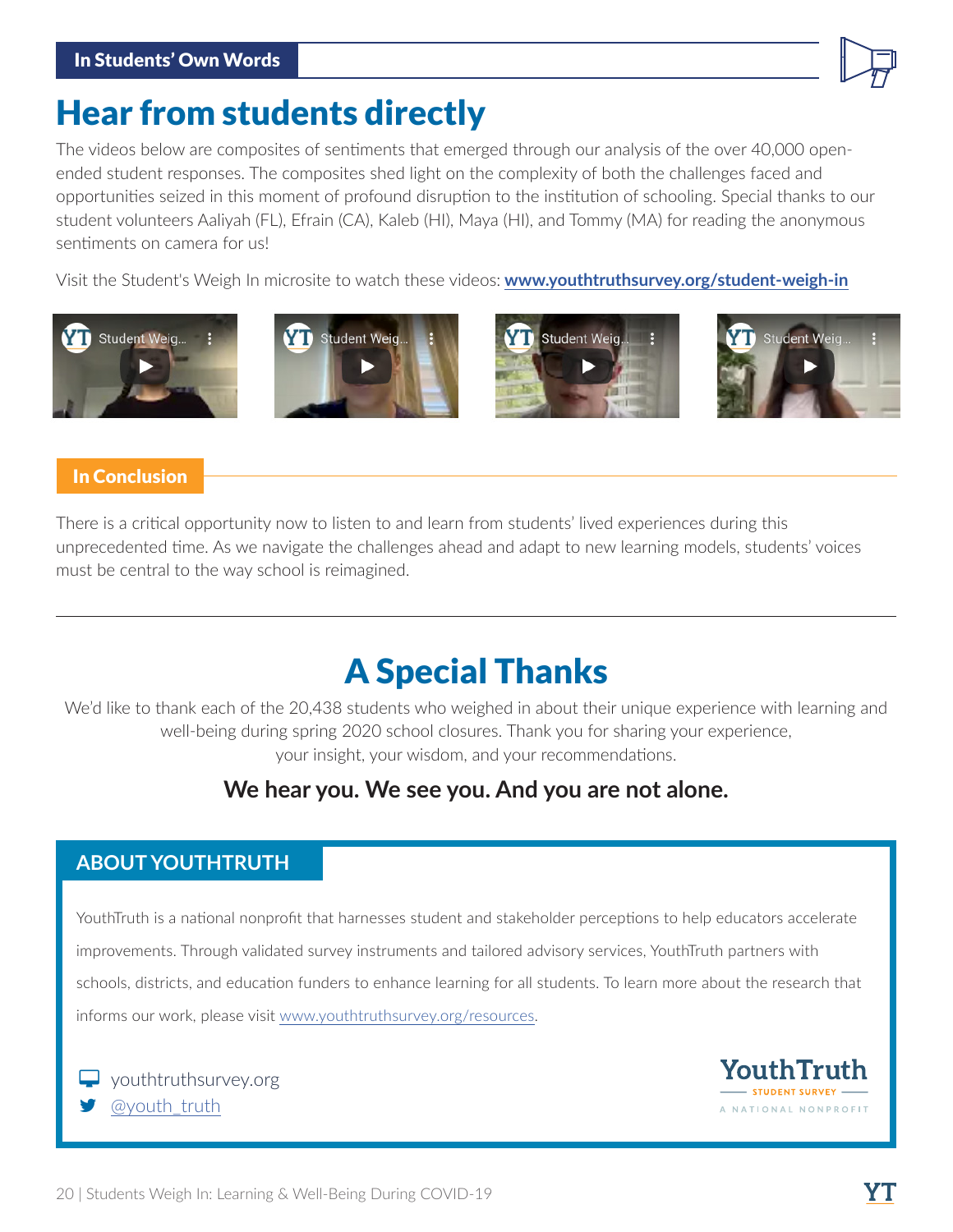In Students' Own Words

# Hear from students directly

The videos below are composites of sentiments that emerged through our analysis of the over 40,000 open-ended student responses. The composites shed light on the complexity of both the challenges faced and opportunities seized in this moment of profound disruption to the institution of schooling. Special thanks to our student volunteers Aaliyah (FL), Efrain (CA), Kaleb (HI), Maya (HI), and Tommy (MA) for reading the anonymous sentiments on camera for us!

Visit the Student's Weigh In microsite to watch these videos: **www.youthtruthsurvey.org/student-weigh-in**

Student Weig...

Student Weig...

Student Weig...

Student Weig...

## In Conclusion

There is a critical opportunity now to listen to and learn from students' lived experiences during this unprecedented time. As we navigate the challenges ahead and adapt to new learning models, students' voices must be central to the way school is reimagined.

# A Special Thanks

We'd like to thank each of the 20,438 students who weighed in about their unique experience with learning and well-being during spring 2020 school closures. Thank you for sharing your experience, your insight, your wisdom, and your recommendations.

**We hear you. We see you. And you are not alone.**

## ABOUT YOUTHTRUTH

YouthTruth is a national nonprofit that harnesses student and stakeholder perceptions to help educators accelerate improvements. Through validated survey instruments and tailored advisory services, YouthTruth partners with schools, districts, and education funders to enhance learning for all students. To learn more about the research that informs our work, please visit www.youthtruthsurvey.org/resources.

youthtruthsurvey.org

@youth_truth

YouthTruth
STUDENT SURVEY
A NATIONAL NONPROFIT